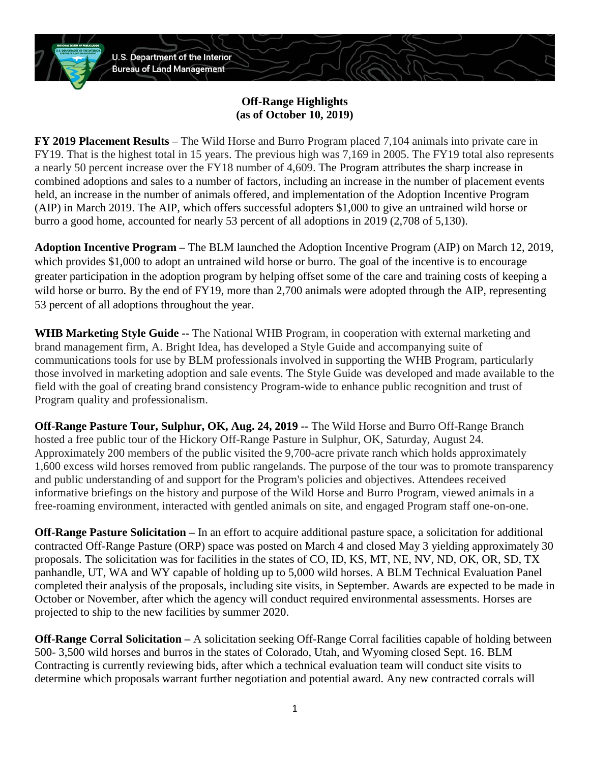**Off-Range Highlights**
**(as of October 10, 2019)**

**FY 2019 Placement Results** – The Wild Horse and Burro Program placed 7,104 animals into private care in FY19. That is the highest total in 15 years. The previous high was 7,169 in 2005. The FY19 total also represents a nearly 50 percent increase over the FY18 number of 4,609. The Program attributes the sharp increase in combined adoptions and sales to a number of factors, including an increase in the number of placement events held, an increase in the number of animals offered, and implementation of the Adoption Incentive Program (AIP) in March 2019. The AIP, which offers successful adopters $1,000 to give an untrained wild horse or burro a good home, accounted for nearly 53 percent of all adoptions in 2019 (2,708 of 5,130).

**Adoption Incentive Program –** The BLM launched the Adoption Incentive Program (AIP) on March 12, 2019, which provides $1,000 to adopt an untrained wild horse or burro. The goal of the incentive is to encourage greater participation in the adoption program by helping offset some of the care and training costs of keeping a wild horse or burro. By the end of FY19, more than 2,700 animals were adopted through the AIP, representing 53 percent of all adoptions throughout the year.

**WHB Marketing Style Guide --** The National WHB Program, in cooperation with external marketing and brand management firm, A. Bright Idea, has developed a Style Guide and accompanying suite of communications tools for use by BLM professionals involved in supporting the WHB Program, particularly those involved in marketing adoption and sale events. The Style Guide was developed and made available to the field with the goal of creating brand consistency Program-wide to enhance public recognition and trust of Program quality and professionalism.

**Off-Range Pasture Tour, Sulphur, OK, Aug. 24, 2019 --** The Wild Horse and Burro Off-Range Branch hosted a free public tour of the Hickory Off-Range Pasture in Sulphur, OK, Saturday, August 24. Approximately 200 members of the public visited the 9,700-acre private ranch which holds approximately 1,600 excess wild horses removed from public rangelands. The purpose of the tour was to promote transparency and public understanding of and support for the Program's policies and objectives. Attendees received informative briefings on the history and purpose of the Wild Horse and Burro Program, viewed animals in a free-roaming environment, interacted with gentled animals on site, and engaged Program staff one-on-one.

**Off-Range Pasture Solicitation –** In an effort to acquire additional pasture space, a solicitation for additional contracted Off-Range Pasture (ORP) space was posted on March 4 and closed May 3 yielding approximately 30 proposals. The solicitation was for facilities in the states of CO, ID, KS, MT, NE, NV, ND, OK, OR, SD, TX panhandle, UT, WA and WY capable of holding up to 5,000 wild horses. A BLM Technical Evaluation Panel completed their analysis of the proposals, including site visits, in September. Awards are expected to be made in October or November, after which the agency will conduct required environmental assessments. Horses are projected to ship to the new facilities by summer 2020.

**Off-Range Corral Solicitation –** A solicitation seeking Off-Range Corral facilities capable of holding between 500- 3,500 wild horses and burros in the states of Colorado, Utah, and Wyoming closed Sept. 16. BLM Contracting is currently reviewing bids, after which a technical evaluation team will conduct site visits to determine which proposals warrant further negotiation and potential award. Any new contracted corrals will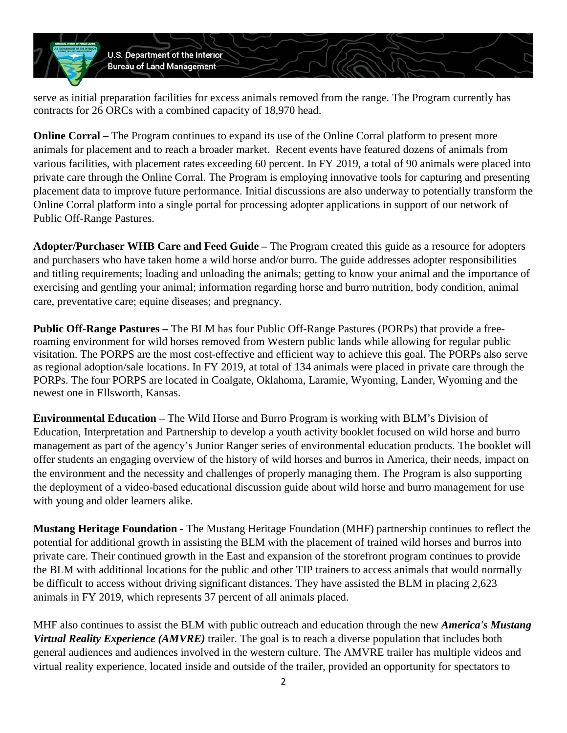serve as initial preparation facilities for excess animals removed from the range. The Program currently has contracts for 26 ORCs with a combined capacity of 18,970 head.

**Online Corral –** The Program continues to expand its use of the Online Corral platform to present more animals for placement and to reach a broader market. Recent events have featured dozens of animals from various facilities, with placement rates exceeding 60 percent. In FY 2019, a total of 90 animals were placed into private care through the Online Corral. The Program is employing innovative tools for capturing and presenting placement data to improve future performance. Initial discussions are also underway to potentially transform the Online Corral platform into a single portal for processing adopter applications in support of our network of Public Off-Range Pastures.

**Adopter/Purchaser WHB Care and Feed Guide –** The Program created this guide as a resource for adopters and purchasers who have taken home a wild horse and/or burro. The guide addresses adopter responsibilities and titling requirements; loading and unloading the animals; getting to know your animal and the importance of exercising and gentling your animal; information regarding horse and burro nutrition, body condition, animal care, preventative care; equine diseases; and pregnancy.

**Public Off-Range Pastures –** The BLM has four Public Off-Range Pastures (PORPs) that provide a free-roaming environment for wild horses removed from Western public lands while allowing for regular public visitation. The PORPS are the most cost-effective and efficient way to achieve this goal. The PORPs also serve as regional adoption/sale locations. In FY 2019, at total of 134 animals were placed in private care through the PORPs. The four PORPS are located in Coalgate, Oklahoma, Laramie, Wyoming, Lander, Wyoming and the newest one in Ellsworth, Kansas.

**Environmental Education –** The Wild Horse and Burro Program is working with BLM's Division of Education, Interpretation and Partnership to develop a youth activity booklet focused on wild horse and burro management as part of the agency's Junior Ranger series of environmental education products. The booklet will offer students an engaging overview of the history of wild horses and burros in America, their needs, impact on the environment and the necessity and challenges of properly managing them. The Program is also supporting the deployment of a video-based educational discussion guide about wild horse and burro management for use with young and older learners alike.

**Mustang Heritage Foundation -** The Mustang Heritage Foundation (MHF) partnership continues to reflect the potential for additional growth in assisting the BLM with the placement of trained wild horses and burros into private care. Their continued growth in the East and expansion of the storefront program continues to provide the BLM with additional locations for the public and other TIP trainers to access animals that would normally be difficult to access without driving significant distances. They have assisted the BLM in placing 2,623 animals in FY 2019, which represents 37 percent of all animals placed.

MHF also continues to assist the BLM with public outreach and education through the new ***America's Mustang Virtual Reality Experience (AMVRE)*** trailer. The goal is to reach a diverse population that includes both general audiences and audiences involved in the western culture. The AMVRE trailer has multiple videos and virtual reality experience, located inside and outside of the trailer, provided an opportunity for spectators to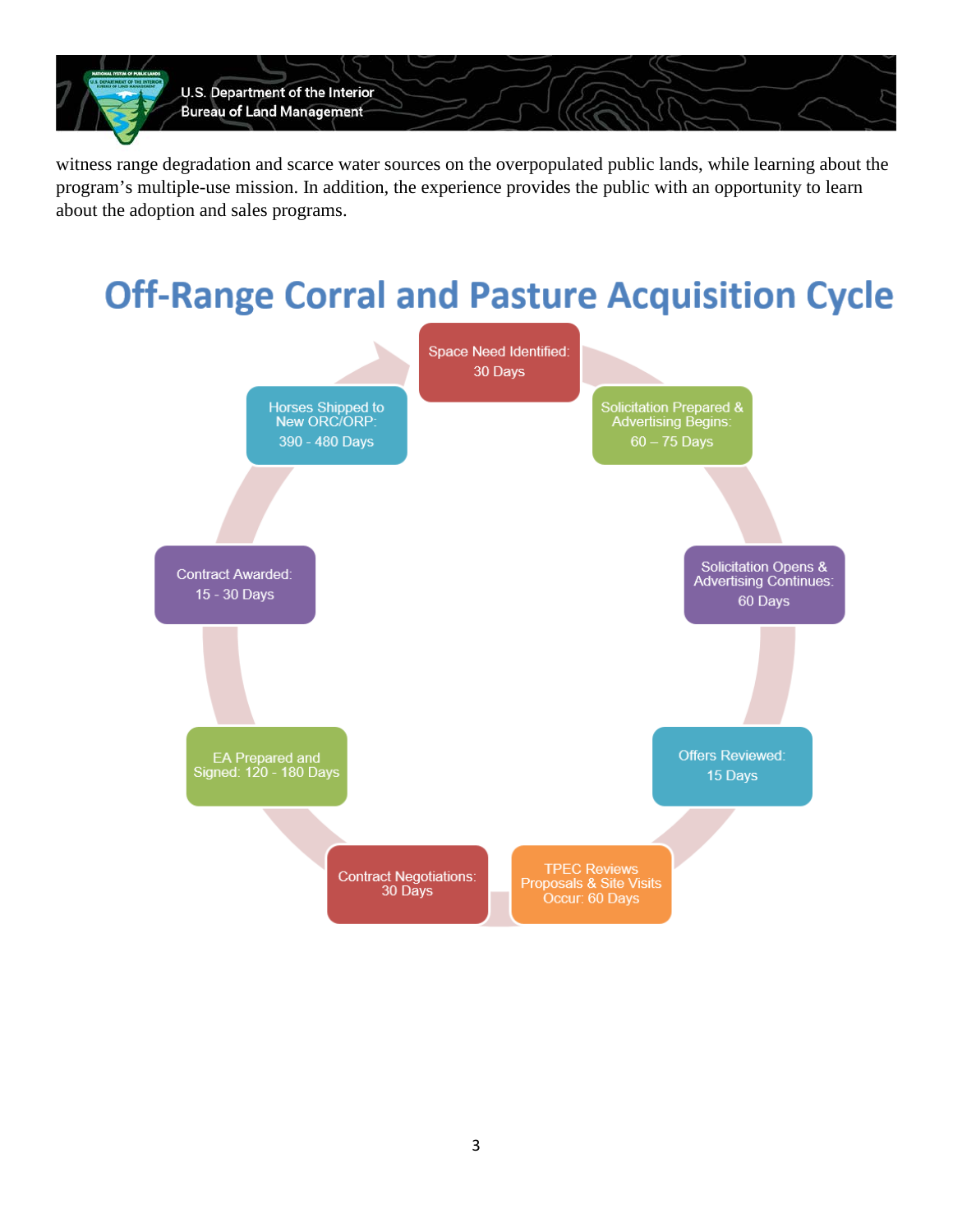witness range degradation and scarce water sources on the overpopulated public lands, while learning about the program's multiple-use mission. In addition, the experience provides the public with an opportunity to learn about the adoption and sales programs.

## Off-Range Corral and Pasture Acquisition Cycle

Space Need Identified: 30 Days

Solicitation Prepared & Advertising Begins: 60 – 75 Days

Solicitation Opens & Advertising Continues: 60 Days

Offers Reviewed: 15 Days

TPEC Reviews Proposals & Site Visits Occur: 60 Days

Contract Negotiations: 30 Days

EA Prepared and Signed: 120 - 180 Days

Contract Awarded: 15 - 30 Days

Horses Shipped to New ORC/ORP: 390 - 480 Days